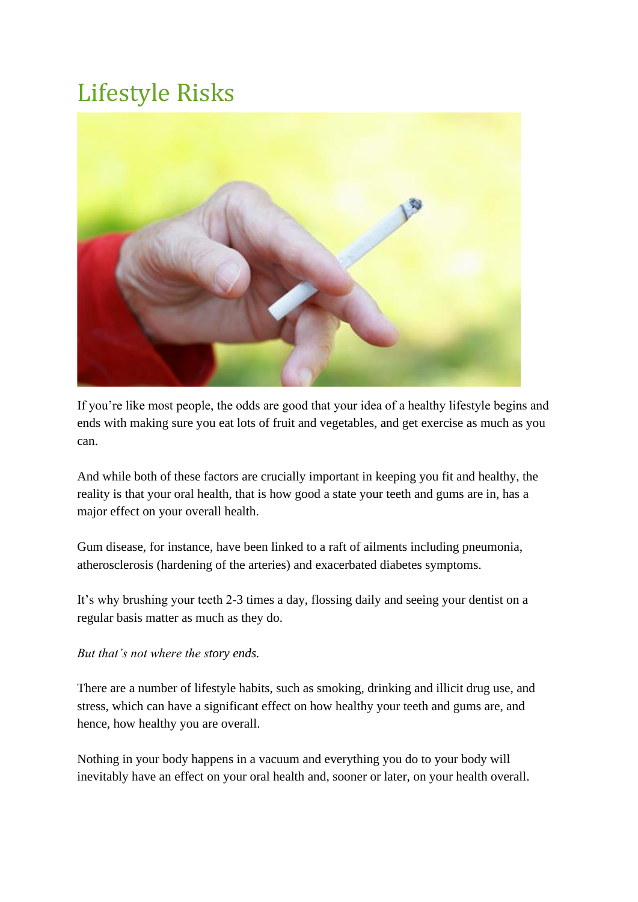# Lifestyle Risks

If you're like most people, the odds are good that your idea of a healthy lifestyle begins and ends with making sure you eat lots of fruit and vegetables, and get exercise as much as you can.

And while both of these factors are crucially important in keeping you fit and healthy, the reality is that your oral health, that is how good a state your teeth and gums are in, has a major effect on your overall health.

Gum disease, for instance, have been linked to a raft of ailments including pneumonia, atherosclerosis (hardening of the arteries) and exacerbated diabetes symptoms.

It's why brushing your teeth 2-3 times a day, flossing daily and seeing your dentist on a regular basis matter as much as they do.

*But that's not where the story ends.*

There are a number of lifestyle habits, such as smoking, drinking and illicit drug use, and stress, which can have a significant effect on how healthy your teeth and gums are, and hence, how healthy you are overall.

Nothing in your body happens in a vacuum and everything you do to your body will inevitably have an effect on your oral health and, sooner or later, on your health overall.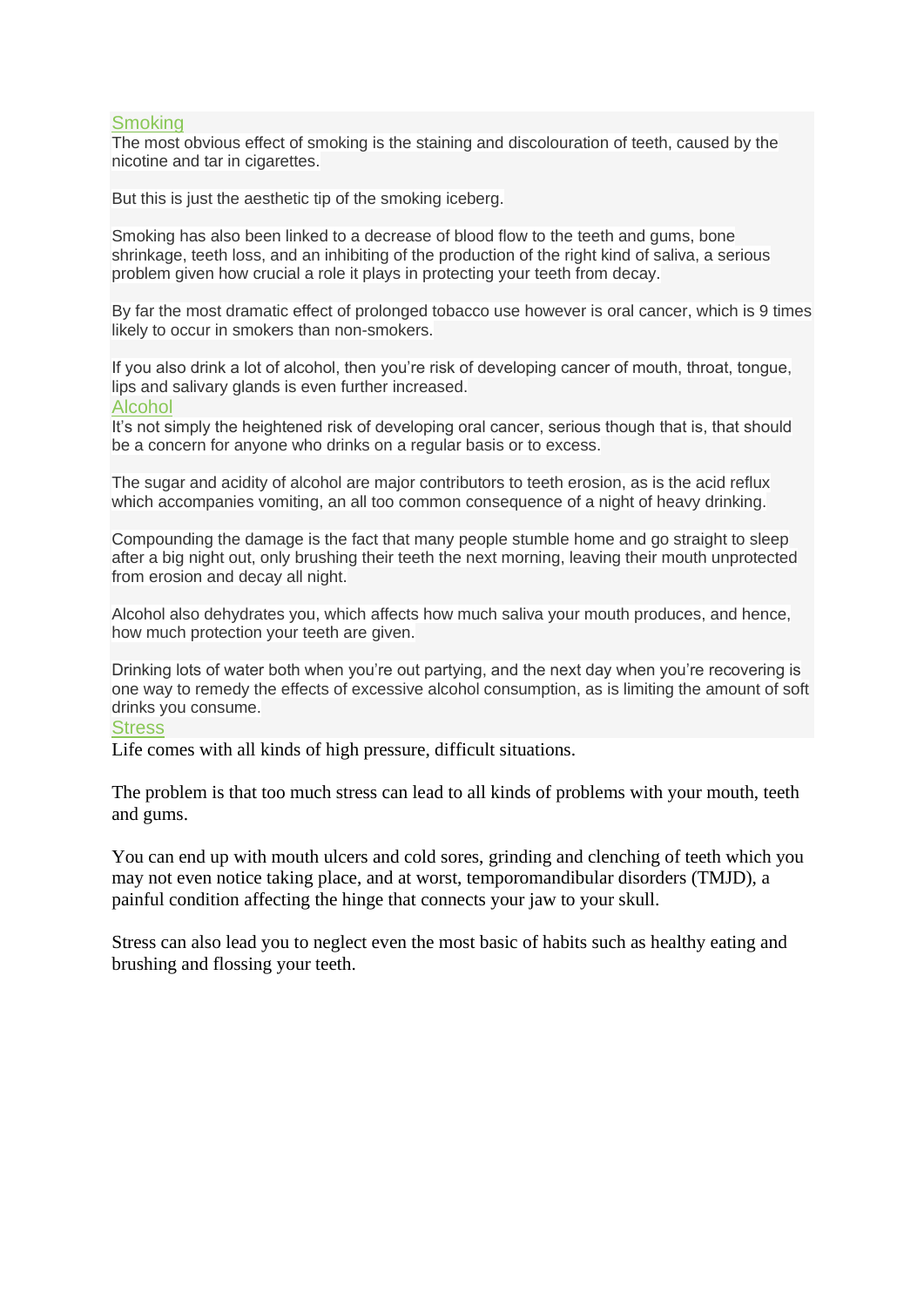## Smoking

The most obvious effect of smoking is the staining and discolouration of teeth, caused by the nicotine and tar in cigarettes.

But this is just the aesthetic tip of the smoking iceberg.

Smoking has also been linked to a decrease of blood flow to the teeth and gums, bone shrinkage, teeth loss, and an inhibiting of the production of the right kind of saliva, a serious problem given how crucial a role it plays in protecting your teeth from decay.

By far the most dramatic effect of prolonged tobacco use however is oral cancer, which is 9 times likely to occur in smokers than non-smokers.

If you also drink a lot of alcohol, then you're risk of developing cancer of mouth, throat, tongue, lips and salivary glands is even further increased.

## Alcohol

It's not simply the heightened risk of developing oral cancer, serious though that is, that should be a concern for anyone who drinks on a regular basis or to excess.

The sugar and acidity of alcohol are major contributors to teeth erosion, as is the acid reflux which accompanies vomiting, an all too common consequence of a night of heavy drinking.

Compounding the damage is the fact that many people stumble home and go straight to sleep after a big night out, only brushing their teeth the next morning, leaving their mouth unprotected from erosion and decay all night.

Alcohol also dehydrates you, which affects how much saliva your mouth produces, and hence, how much protection your teeth are given.

Drinking lots of water both when you're out partying, and the next day when you're recovering is one way to remedy the effects of excessive alcohol consumption, as is limiting the amount of soft drinks you consume.

## Stress

Life comes with all kinds of high pressure, difficult situations.

The problem is that too much stress can lead to all kinds of problems with your mouth, teeth and gums.

You can end up with mouth ulcers and cold sores, grinding and clenching of teeth which you may not even notice taking place, and at worst, temporomandibular disorders (TMJD), a painful condition affecting the hinge that connects your jaw to your skull.

Stress can also lead you to neglect even the most basic of habits such as healthy eating and brushing and flossing your teeth.